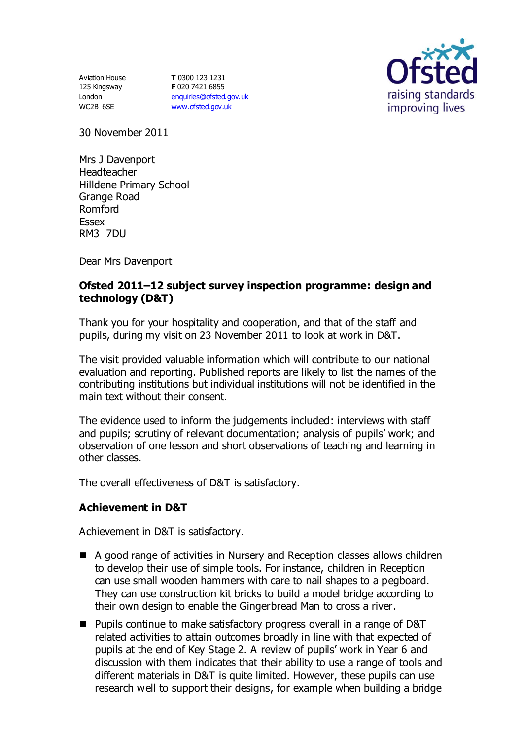Aviation House
125 Kingsway
London
WC2B 6SE

**T** 0300 123 1231
**F** 020 7421 6855
enquiries@ofsted.gov.uk
www.ofsted.gov.uk

Ofsted
raising standards
improving lives

30 November 2011

Mrs J Davenport
Headteacher
Hilldene Primary School
Grange Road
Romford
Essex
RM3 7DU

Dear Mrs Davenport

**Ofsted 2011–12 subject survey inspection programme: design and technology (D&T)**

Thank you for your hospitality and cooperation, and that of the staff and pupils, during my visit on 23 November 2011 to look at work in D&T.

The visit provided valuable information which will contribute to our national evaluation and reporting. Published reports are likely to list the names of the contributing institutions but individual institutions will not be identified in the main text without their consent.

The evidence used to inform the judgements included: interviews with staff and pupils; scrutiny of relevant documentation; analysis of pupils' work; and observation of one lesson and short observations of teaching and learning in other classes.

The overall effectiveness of D&T is satisfactory.

**Achievement in D&T**

Achievement in D&T is satisfactory.

- A good range of activities in Nursery and Reception classes allows children to develop their use of simple tools. For instance, children in Reception can use small wooden hammers with care to nail shapes to a pegboard. They can use construction kit bricks to build a model bridge according to their own design to enable the Gingerbread Man to cross a river.
- Pupils continue to make satisfactory progress overall in a range of D&T related activities to attain outcomes broadly in line with that expected of pupils at the end of Key Stage 2. A review of pupils' work in Year 6 and discussion with them indicates that their ability to use a range of tools and different materials in D&T is quite limited. However, these pupils can use research well to support their designs, for example when building a bridge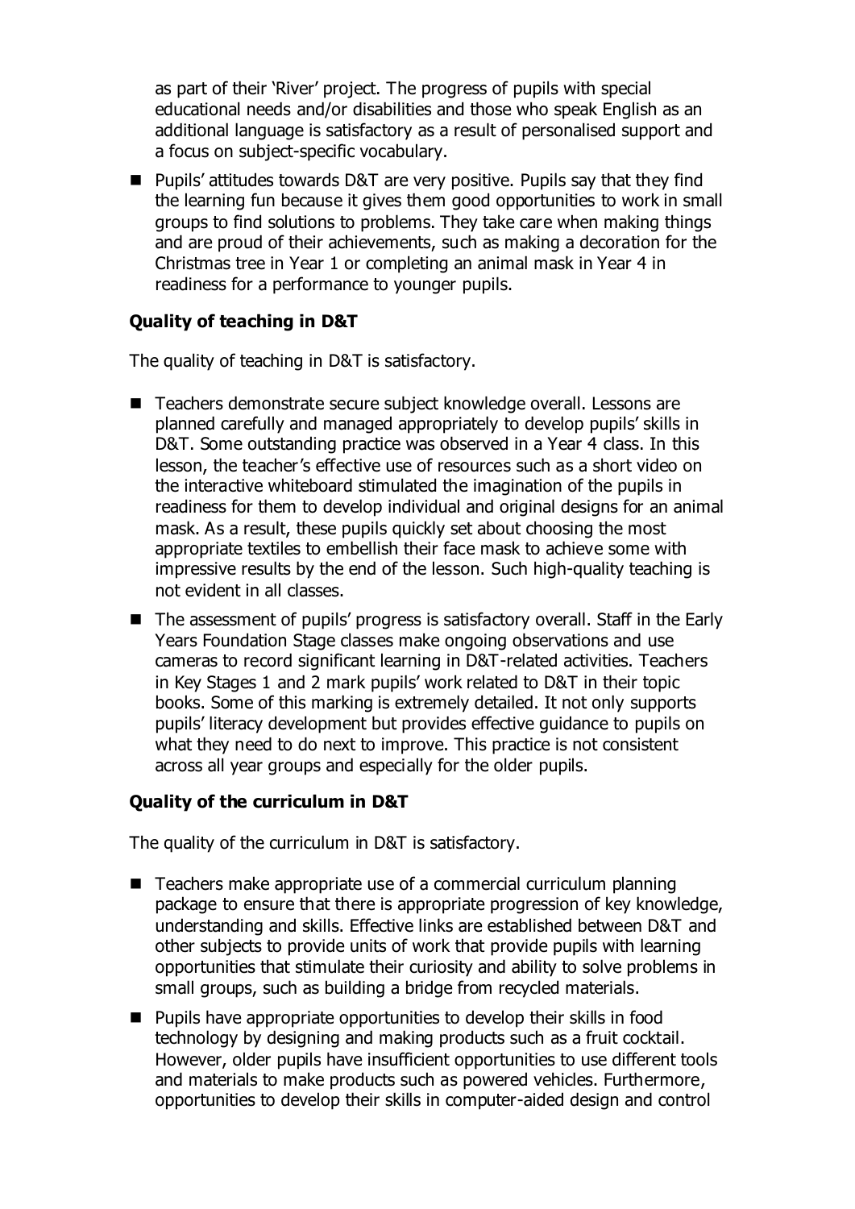as part of their 'River' project. The progress of pupils with special educational needs and/or disabilities and those who speak English as an additional language is satisfactory as a result of personalised support and a focus on subject-specific vocabulary.

- Pupils' attitudes towards D&T are very positive. Pupils say that they find the learning fun because it gives them good opportunities to work in small groups to find solutions to problems. They take care when making things and are proud of their achievements, such as making a decoration for the Christmas tree in Year 1 or completing an animal mask in Year 4 in readiness for a performance to younger pupils.

### Quality of teaching in D&T

The quality of teaching in D&T is satisfactory.

- Teachers demonstrate secure subject knowledge overall. Lessons are planned carefully and managed appropriately to develop pupils' skills in D&T. Some outstanding practice was observed in a Year 4 class. In this lesson, the teacher's effective use of resources such as a short video on the interactive whiteboard stimulated the imagination of the pupils in readiness for them to develop individual and original designs for an animal mask. As a result, these pupils quickly set about choosing the most appropriate textiles to embellish their face mask to achieve some with impressive results by the end of the lesson. Such high-quality teaching is not evident in all classes.
- The assessment of pupils' progress is satisfactory overall. Staff in the Early Years Foundation Stage classes make ongoing observations and use cameras to record significant learning in D&T-related activities. Teachers in Key Stages 1 and 2 mark pupils' work related to D&T in their topic books. Some of this marking is extremely detailed. It not only supports pupils' literacy development but provides effective guidance to pupils on what they need to do next to improve. This practice is not consistent across all year groups and especially for the older pupils.

### Quality of the curriculum in D&T

The quality of the curriculum in D&T is satisfactory.

- Teachers make appropriate use of a commercial curriculum planning package to ensure that there is appropriate progression of key knowledge, understanding and skills. Effective links are established between D&T and other subjects to provide units of work that provide pupils with learning opportunities that stimulate their curiosity and ability to solve problems in small groups, such as building a bridge from recycled materials.
- Pupils have appropriate opportunities to develop their skills in food technology by designing and making products such as a fruit cocktail. However, older pupils have insufficient opportunities to use different tools and materials to make products such as powered vehicles. Furthermore, opportunities to develop their skills in computer-aided design and control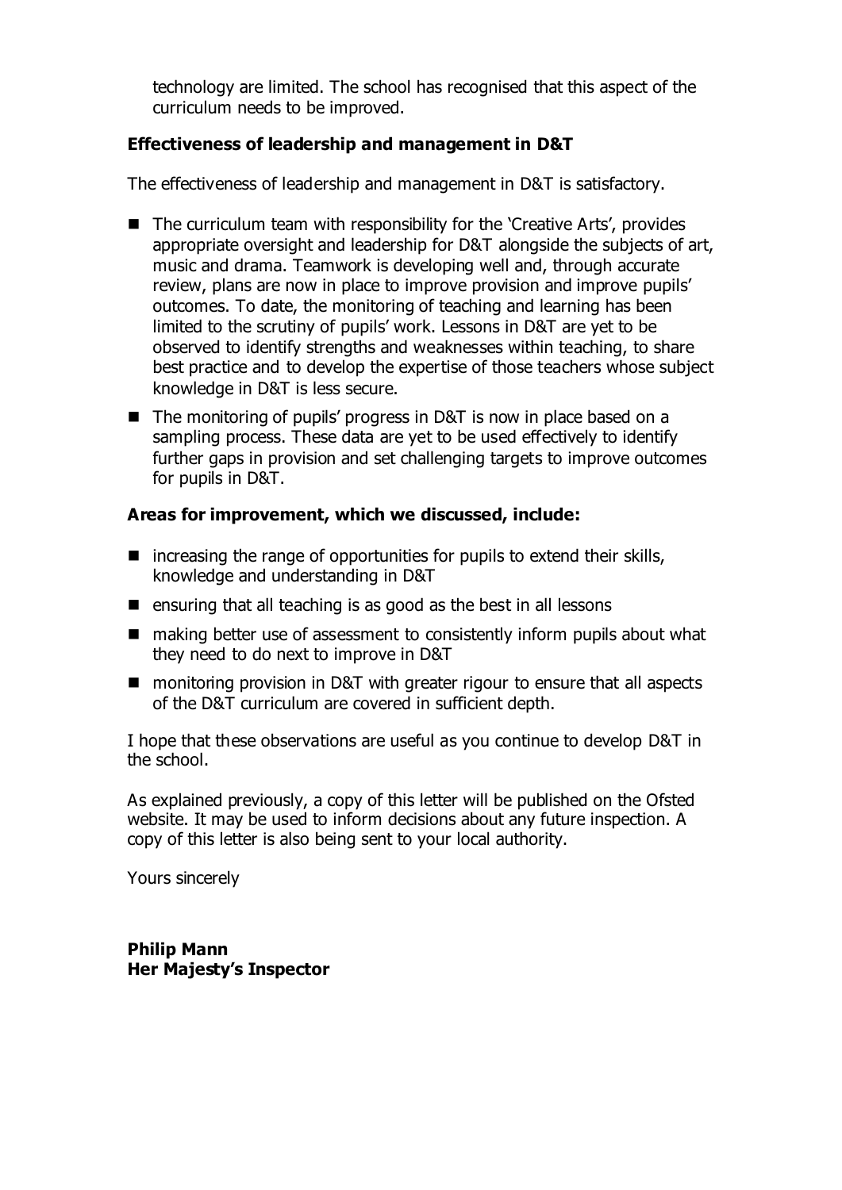technology are limited. The school has recognised that this aspect of the curriculum needs to be improved.

**Effectiveness of leadership and management in D&T**

The effectiveness of leadership and management in D&T is satisfactory.

- The curriculum team with responsibility for the 'Creative Arts', provides appropriate oversight and leadership for D&T alongside the subjects of art, music and drama. Teamwork is developing well and, through accurate review, plans are now in place to improve provision and improve pupils' outcomes. To date, the monitoring of teaching and learning has been limited to the scrutiny of pupils' work. Lessons in D&T are yet to be observed to identify strengths and weaknesses within teaching, to share best practice and to develop the expertise of those teachers whose subject knowledge in D&T is less secure.
- The monitoring of pupils' progress in D&T is now in place based on a sampling process. These data are yet to be used effectively to identify further gaps in provision and set challenging targets to improve outcomes for pupils in D&T.

**Areas for improvement, which we discussed, include:**

- increasing the range of opportunities for pupils to extend their skills, knowledge and understanding in D&T
- ensuring that all teaching is as good as the best in all lessons
- making better use of assessment to consistently inform pupils about what they need to do next to improve in D&T
- monitoring provision in D&T with greater rigour to ensure that all aspects of the D&T curriculum are covered in sufficient depth.

I hope that these observations are useful as you continue to develop D&T in the school.

As explained previously, a copy of this letter will be published on the Ofsted website. It may be used to inform decisions about any future inspection. A copy of this letter is also being sent to your local authority.

Yours sincerely

**Philip Mann**
**Her Majesty's Inspector**